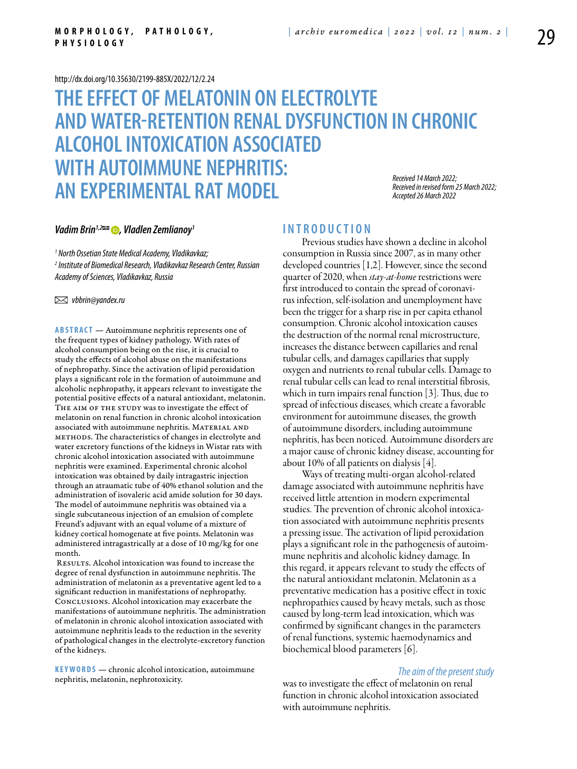http://dx.doi.org/10.35630/2199-885X/2022/12/2.24

# THE EFFECT OF MELATONIN ON ELECTROLYTE AND WATER-RETENTION RENAL DYSFUNCTION IN CHRONIC ALCOHOL INTOXICATION ASSOCIATED WITH AUTOIMMUNE NEPHRITIS: AN EXPERIMENTAL RAT MODEL

*Received 14 March 2022; Received in revised form 25 March 2022; Accepted 26 March 2022*

***Vadim Brin[1,2], Vladlen Zemlianoy[1]***

*[1] North Ossetian State Medical Academy, Vladikavkaz;*
*[2] Institute of Biomedical Research, Vladikavkaz Research Center, Russian Academy of Sciences, Vladikavkaz, Russia*

*vbbrin@yandex.ru*

**ABSTRACT** — Autoimmune nephritis represents one of the frequent types of kidney pathology. With rates of alcohol consumption being on the rise, it is crucial to study the effects of alcohol abuse on the manifestations of nephropathy. Since the activation of lipid peroxidation plays a significant role in the formation of autoimmune and alcoholic nephropathy, it appears relevant to investigate the potential positive effects of a natural antioxidant, melatonin. THE AIM OF THE STUDY was to investigate the effect of melatonin on renal function in chronic alcohol intoxication associated with autoimmune nephritis. MATERIAL AND METHODS. The characteristics of changes in electrolyte and water excretory functions of the kidneys in Wistar rats with chronic alcohol intoxication associated with autoimmune nephritis were examined. Experimental chronic alcohol intoxication was obtained by daily intragastric injection through an atraumatic tube of 40% ethanol solution and the administration of isovaleric acid amide solution for 30 days. The model of autoimmune nephritis was obtained via a single subcutaneous injection of an emulsion of complete Freund's adjuvant with an equal volume of a mixture of kidney cortical homogenate at five points. Melatonin was administered intragastrically at a dose of 10 mg/kg for one month.

RESULTS. Alcohol intoxication was found to increase the degree of renal dysfunction in autoimmune nephritis. The administration of melatonin as a preventative agent led to a significant reduction in manifestations of nephropathy. CONCLUSIONS. Alcohol intoxication may exacerbate the manifestations of autoimmune nephritis. The administration of melatonin in chronic alcohol intoxication associated with autoimmune nephritis leads to the reduction in the severity of pathological changes in the electrolyte-excretory function of the kidneys.

**KEYWORDS** — chronic alcohol intoxication, autoimmune nephritis, melatonin, nephrotoxicity.

## INTRODUCTION

Previous studies have shown a decline in alcohol consumption in Russia since 2007, as in many other developed countries [1,2]. However, since the second quarter of 2020, when *stay-at-home* restrictions were first introduced to contain the spread of coronavirus infection, self-isolation and unemployment have been the trigger for a sharp rise in per capita ethanol consumption. Chronic alcohol intoxication causes the destruction of the normal renal microstructure, increases the distance between capillaries and renal tubular cells, and damages capillaries that supply oxygen and nutrients to renal tubular cells. Damage to renal tubular cells can lead to renal interstitial fibrosis, which in turn impairs renal function [3]. Thus, due to spread of infectious diseases, which create a favorable environment for autoimmune diseases, the growth of autoimmune disorders, including autoimmune nephritis, has been noticed. Autoimmune disorders are a major cause of chronic kidney disease, accounting for about 10% of all patients on dialysis [4].

Ways of treating multi-organ alcohol-related damage associated with autoimmune nephritis have received little attention in modern experimental studies. The prevention of chronic alcohol intoxication associated with autoimmune nephritis presents a pressing issue. The activation of lipid peroxidation plays a significant role in the pathogenesis of autoimmune nephritis and alcoholic kidney damage. In this regard, it appears relevant to study the effects of the natural antioxidant melatonin. Melatonin as a preventative medication has a positive effect in toxic nephropathies caused by heavy metals, such as those caused by long-term lead intoxication, which was confirmed by significant changes in the parameters of renal functions, systemic haemodynamics and biochemical blood parameters [6].

*The aim of the present study* was to investigate the effect of melatonin on renal function in chronic alcohol intoxication associated with autoimmune nephritis.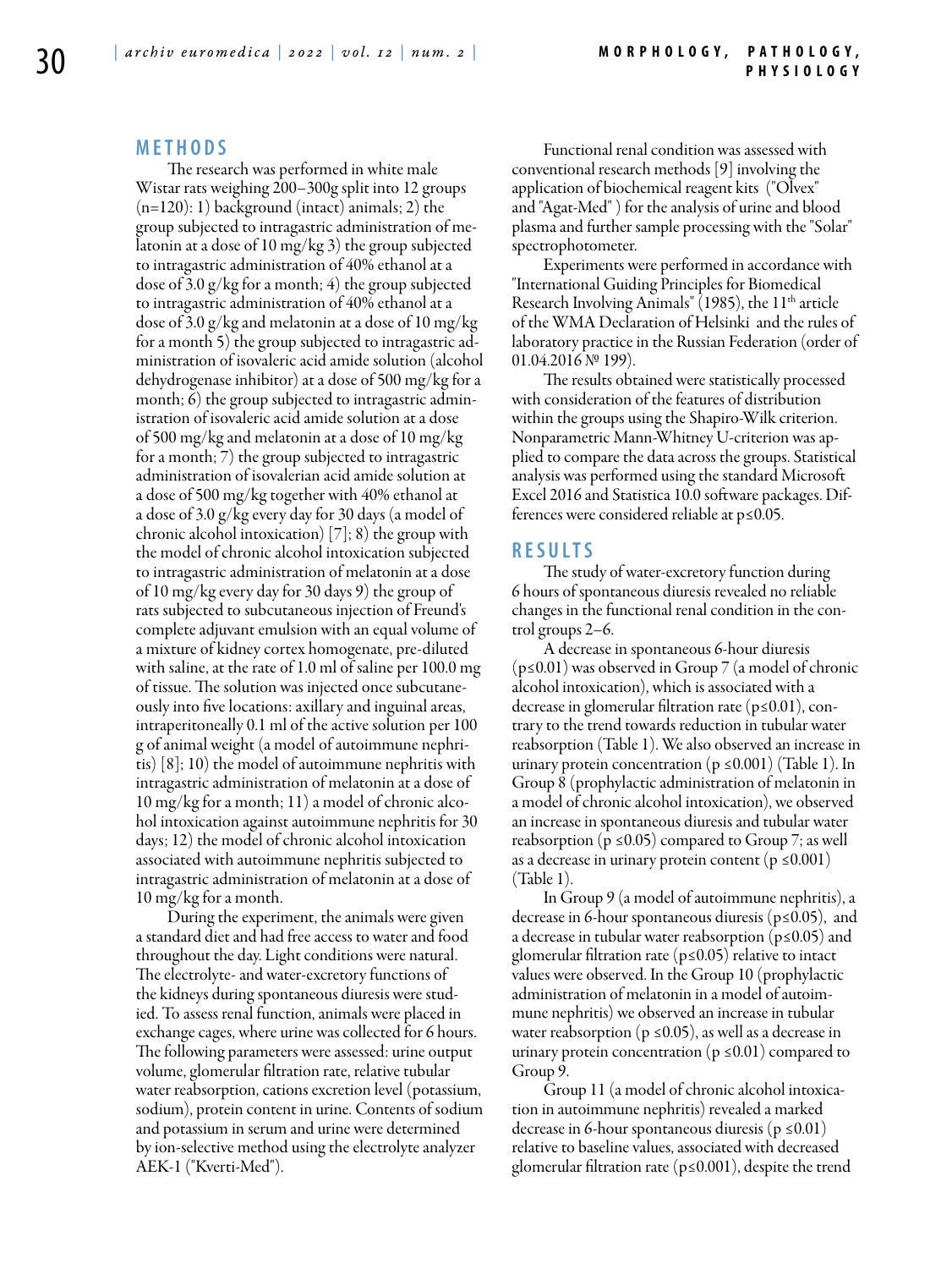## METHODS

The research was performed in white male Wistar rats weighing 200–300g split into 12 groups (n=120): 1) background (intact) animals; 2) the group subjected to intragastric administration of melatonin at a dose of 10 mg/kg 3) the group subjected to intragastric administration of 40% ethanol at a dose of 3.0 g/kg for a month; 4) the group subjected to intragastric administration of 40% ethanol at a dose of 3.0 g/kg and melatonin at a dose of 10 mg/kg for a month 5) the group subjected to intragastric administration of isovaleric acid amide solution (alcohol dehydrogenase inhibitor) at a dose of 500 mg/kg for a month; 6) the group subjected to intragastric administration of isovaleric acid amide solution at a dose of 500 mg/kg and melatonin at a dose of 10 mg/kg for a month; 7) the group subjected to intragastric administration of isovalerian acid amide solution at a dose of 500 mg/kg together with 40% ethanol at a dose of 3.0 g/kg every day for 30 days (a model of chronic alcohol intoxication) [7]; 8) the group with the model of chronic alcohol intoxication subjected to intragastric administration of melatonin at a dose of 10 mg/kg every day for 30 days 9) the group of rats subjected to subcutaneous injection of Freund's complete adjuvant emulsion with an equal volume of a mixture of kidney cortex homogenate, pre-diluted with saline, at the rate of 1.0 ml of saline per 100.0 mg of tissue. The solution was injected once subcutaneously into five locations: axillary and inguinal areas, intraperitoneally 0.1 ml of the active solution per 100 g of animal weight (a model of autoimmune nephritis) [8]; 10) the model of autoimmune nephritis with intragastric administration of melatonin at a dose of 10 mg/kg for a month; 11) a model of chronic alcohol intoxication against autoimmune nephritis for 30 days; 12) the model of chronic alcohol intoxication associated with autoimmune nephritis subjected to intragastric administration of melatonin at a dose of 10 mg/kg for a month.

During the experiment, the animals were given a standard diet and had free access to water and food throughout the day. Light conditions were natural. The electrolyte- and water-excretory functions of the kidneys during spontaneous diuresis were studied. To assess renal function, animals were placed in exchange cages, where urine was collected for 6 hours. The following parameters were assessed: urine output volume, glomerular filtration rate, relative tubular water reabsorption, cations excretion level (potassium, sodium), protein content in urine. Contents of sodium and potassium in serum and urine were determined by ion-selective method using the electrolyte analyzer AEK-1 ("Kverti-Med").

Functional renal condition was assessed with conventional research methods [9] involving the application of biochemical reagent kits ("Olvex" and "Agat-Med") for the analysis of urine and blood plasma and further sample processing with the "Solar" spectrophotometer.

Experiments were performed in accordance with "International Guiding Principles for Biomedical Research Involving Animals" (1985), the 11th article of the WMA Declaration of Helsinki and the rules of laboratory practice in the Russian Federation (order of 01.04.2016 № 199).

The results obtained were statistically processed with consideration of the features of distribution within the groups using the Shapiro-Wilk criterion. Nonparametric Mann-Whitney U-criterion was applied to compare the data across the groups. Statistical analysis was performed using the standard Microsoft Excel 2016 and Statistica 10.0 software packages. Differences were considered reliable at $p \leq 0.05$.

## RESULTS

The study of water-excretory function during 6 hours of spontaneous diuresis revealed no reliable changes in the functional renal condition in the control groups 2–6.

A decrease in spontaneous 6-hour diuresis ($p \leq 0.01$) was observed in Group 7 (a model of chronic alcohol intoxication), which is associated with a decrease in glomerular filtration rate ($p \leq 0.01$), contrary to the trend towards reduction in tubular water reabsorption (Table 1). We also observed an increase in urinary protein concentration ($p \leq 0.001$) (Table 1). In Group 8 (prophylactic administration of melatonin in a model of chronic alcohol intoxication), we observed an increase in spontaneous diuresis and tubular water reabsorption ($p \leq 0.05$) compared to Group 7; as well as a decrease in urinary protein content ($p \leq 0.001$) (Table 1).

In Group 9 (a model of autoimmune nephritis), a decrease in 6-hour spontaneous diuresis ($p \leq 0.05$), and a decrease in tubular water reabsorption ($p \leq 0.05$) and glomerular filtration rate ($p \leq 0.05$) relative to intact values were observed. In the Group 10 (prophylactic administration of melatonin in a model of autoimmune nephritis) we observed an increase in tubular water reabsorption ($p \leq 0.05$), as well as a decrease in urinary protein concentration ($p \leq 0.01$) compared to Group 9.

Group 11 (a model of chronic alcohol intoxication in autoimmune nephritis) revealed a marked decrease in 6-hour spontaneous diuresis ($p \leq 0.01$) relative to baseline values, associated with decreased glomerular filtration rate ($p \leq 0.001$), despite the trend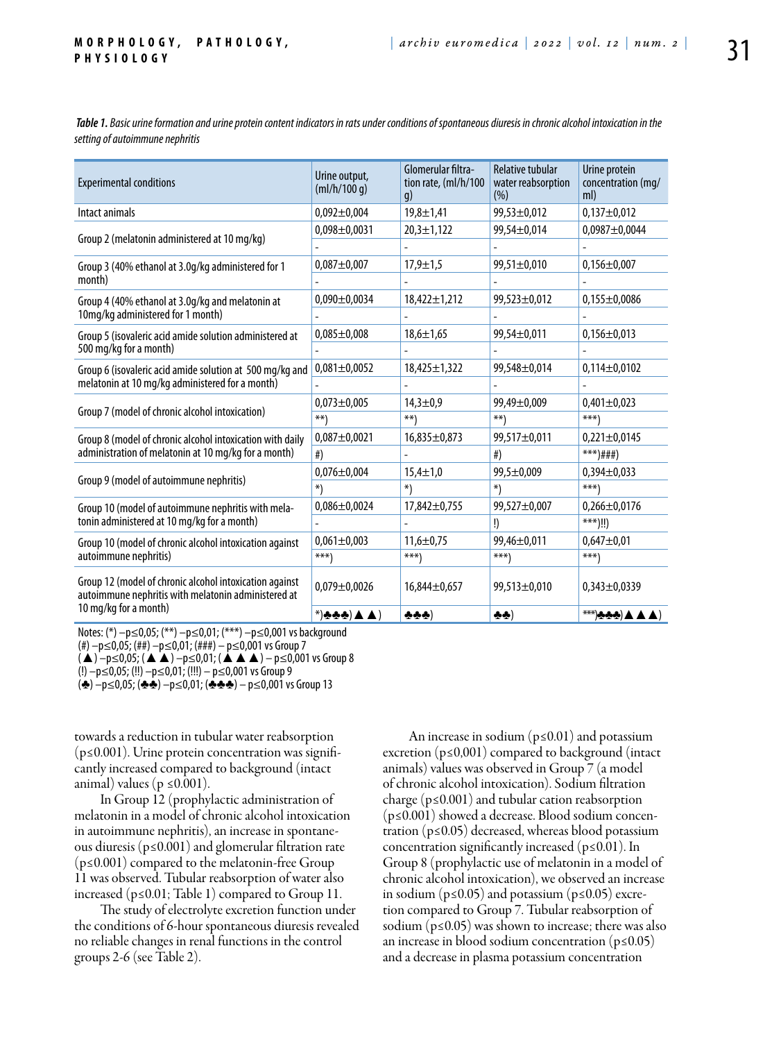*Table 1. Basic urine formation and urine protein content indicators in rats under conditions of spontaneous diuresis in chronic alcohol intoxication in the setting of autoimmune nephritis*

| Experimental conditions | Urine output, (ml/h/100 g) | Glomerular filtration rate, (ml/h/100 g) | Relative tubular water reabsorption (%) | Urine protein concentration (mg/ml) |
|---|---|---|---|---|
| Intact animals | 0,092±0,004 | 19,8±1,41 | 99,53±0,012 | 0,137±0,012 |
| Group 2 (melatonin administered at 10 mg/kg) | 0,098±0,0031 | 20,3±1,122 | 99,54±0,014 | 0,0987±0,0044 |
| | - | - | - | - |
| Group 3 (40% ethanol at 3.0g/kg administered for 1 month) | 0,087±0,007 | 17,9±1,5 | 99,51±0,010 | 0,156±0,007 |
| | - | - | - | - |
| Group 4 (40% ethanol at 3.0g/kg and melatonin at 10mg/kg administered for 1 month) | 0,090±0,0034 | 18,422±1,212 | 99,523±0,012 | 0,155±0,0086 |
| | - | - | - | - |
| Group 5 (isovaleric acid amide solution administered at 500 mg/kg for a month) | 0,085±0,008 | 18,6±1,65 | 99,54±0,011 | 0,156±0,013 |
| | - | - | - | - |
| Group 6 (isovaleric acid amide solution at 500 mg/kg and melatonin at 10 mg/kg administered for a month) | 0,081±0,0052 | 18,425±1,322 | 99,548±0,014 | 0,114±0,0102 |
| | - | - | - | - |
| Group 7 (model of chronic alcohol intoxication) | 0,073±0,005 | 14,3±0,9 | 99,49±0,009 | 0,401±0,023 |
| | **) | **) | **) | ***) |
| Group 8 (model of chronic alcohol intoxication with daily administration of melatonin at 10 mg/kg for a month) | 0,087±0,0021 | 16,835±0,873 | 99,517±0,011 | 0,221±0,0145 |
| | #) | - | #) | ***)###) |
| Group 9 (model of autoimmune nephritis) | 0,076±0,004 | 15,4±1,0 | 99,5±0,009 | 0,394±0,033 |
| | *) | *) | *) | ***) |
| Group 10 (model of autoimmune nephritis with melatonin administered at 10 mg/kg for a month) | 0,086±0,0024 | 17,842±0,755 | 99,527±0,007 | 0,266±0,0176 |
| | - | - | !) | ***)!!) |
| Group 10 (model of chronic alcohol intoxication against autoimmune nephritis) | 0,061±0,003 | 11,6±0,75 | 99,46±0,011 | 0,647±0,01 |
| | ***) | ***) | ***) | ***) |
| Group 12 (model of chronic alcohol intoxication against autoimmune nephritis with melatonin administered at 10 mg/kg for a month) | 0,079±0,0026 | 16,844±0,657 | 99,513±0,010 | 0,343±0,0339 |
| | *)♣♣♣)▲▲) | ♣♣♣) | ♣♣) | ***)♣♣♣)▲▲▲) |

Notes: (*) –p≤0,05; (**) –p≤0,01; (***) –p≤0,001 vs background
(#) –p≤0,05; (##) –p≤0,01; (###) – p≤0,001 vs Group 7
(▲) –p≤0,05; (▲▲) –p≤0,01; (▲▲▲) – p≤0,001 vs Group 8
(!) –p≤0,05; (!!) –p≤0,01; (!!!) – p≤0,001 vs Group 9
(♣) –p≤0,05; (♣♣) –p≤0,01; (♣♣♣) – p≤0,001 vs Group 13

towards a reduction in tubular water reabsorption (p≤0.001). Urine protein concentration was significantly increased compared to background (intact animal) values (p ≤0.001).

In Group 12 (prophylactic administration of melatonin in a model of chronic alcohol intoxication in autoimmune nephritis), an increase in spontaneous diuresis (p≤0.001) and glomerular filtration rate (p≤0.001) compared to the melatonin-free Group 11 was observed. Tubular reabsorption of water also increased (p≤0.01; Table 1) compared to Group 11.

The study of electrolyte excretion function under the conditions of 6-hour spontaneous diuresis revealed no reliable changes in renal functions in the control groups 2-6 (see Table 2).

An increase in sodium (p≤0.01) and potassium excretion (p≤0,001) compared to background (intact animals) values was observed in Group 7 (a model of chronic alcohol intoxication). Sodium filtration charge (p≤0.001) and tubular cation reabsorption (p≤0.001) showed a decrease. Blood sodium concentration (p≤0.05) decreased, whereas blood potassium concentration significantly increased (p≤0.01). In Group 8 (prophylactic use of melatonin in a model of chronic alcohol intoxication), we observed an increase in sodium (p≤0.05) and potassium (p≤0.05) excretion compared to Group 7. Tubular reabsorption of sodium (p≤0.05) was shown to increase; there was also an increase in blood sodium concentration (p≤0.05) and a decrease in plasma potassium concentration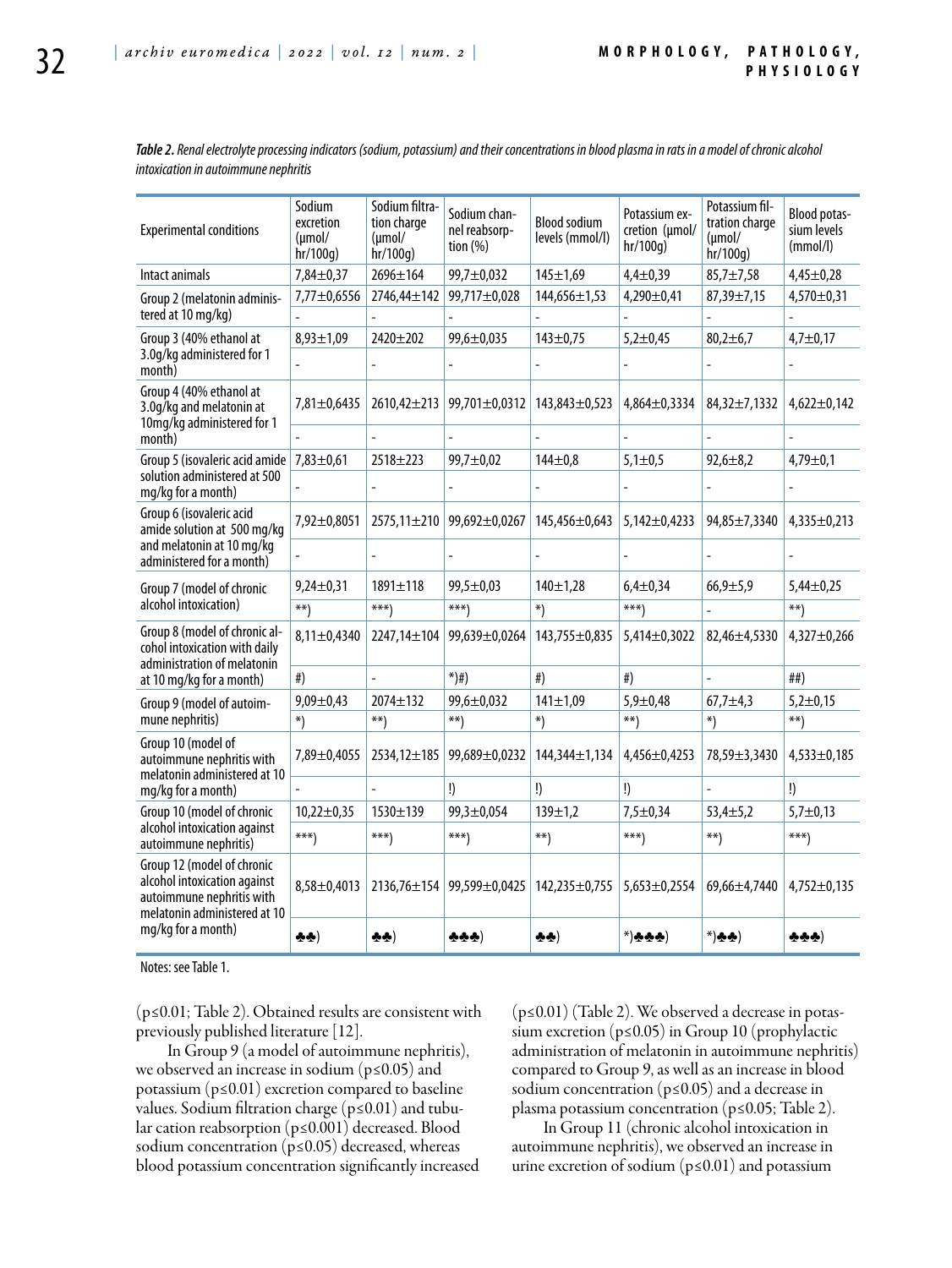*Table 2. Renal electrolyte processing indicators (sodium, potassium) and their concentrations in blood plasma in rats in a model of chronic alcohol intoxication in autoimmune nephritis*

| Experimental conditions | Sodium excretion (µmol/ hr/100g) | Sodium filtration charge (µmol/ hr/100g) | Sodium channel reabsorption (%) | Blood sodium levels (mmol/l) | Potassium excretion (µmol/ hr/100g) | Potassium filtration charge (µmol/ hr/100g) | Blood potassium levels (mmol/l) |
|---|---|---|---|---|---|---|---|
| Intact animals | 7,84±0,37 | 2696±164 | 99,7±0,032 | 145±1,69 | 4,4±0,39 | 85,7±7,58 | 4,45±0,28 |
| Group 2 (melatonin administered at 10 mg/kg) | 7,77±0,6556 | 2746,44±142 | 99,717±0,028 | 144,656±1,53 | 4,290±0,41 | 87,39±7,15 | 4,570±0,31 |
| | - | - | - | - | - | - | - |
| Group 3 (40% ethanol at 3.0g/kg administered for 1 month) | 8,93±1,09 | 2420±202 | 99,6±0,035 | 143±0,75 | 5,2±0,45 | 80,2±6,7 | 4,7±0,17 |
| | - | - | - | - | - | - | - |
| Group 4 (40% ethanol at 3.0g/kg and melatonin at 10mg/kg administered for 1 month) | 7,81±0,6435 | 2610,42±213 | 99,701±0,0312 | 143,843±0,523 | 4,864±0,3334 | 84,32±7,1332 | 4,622±0,142 |
| | - | - | - | - | - | - | - |
| Group 5 (isovaleric acid amide solution administered at 500 mg/kg for a month) | 7,83±0,61 | 2518±223 | 99,7±0,02 | 144±0,8 | 5,1±0,5 | 92,6±8,2 | 4,79±0,1 |
| | - | - | - | - | - | - | - |
| Group 6 (isovaleric acid amide solution at 500 mg/kg and melatonin at 10 mg/kg administered for a month) | 7,92±0,8051 | 2575,11±210 | 99,692±0,0267 | 145,456±0,643 | 5,142±0,4233 | 94,85±7,3340 | 4,335±0,213 |
| | - | - | - | - | - | - | - |
| Group 7 (model of chronic alcohol intoxication) | 9,24±0,31 | 1891±118 | 99,5±0,03 | 140±1,28 | 6,4±0,34 | 66,9±5,9 | 5,44±0,25 |
| | **) | ***) | ***) | *) | ***) | - | **) |
| Group 8 (model of chronic alcohol intoxication with daily administration of melatonin at 10 mg/kg for a month) | 8,11±0,4340 | 2247,14±104 | 99,639±0,0264 | 143,755±0,835 | 5,414±0,3022 | 82,46±4,5330 | 4,327±0,266 |
| | #) | - | *)#) | #) | #) | - | ##) |
| Group 9 (model of autoimmune nephritis) | 9,09±0,43 | 2074±132 | 99,6±0,032 | 141±1,09 | 5,9±0,48 | 67,7±4,3 | 5,2±0,15 |
| | *) | **) | **) | *) | **) | *) | **) |
| Group 10 (model of autoimmune nephritis with melatonin administered at 10 mg/kg for a month) | 7,89±0,4055 | 2534,12±185 | 99,689±0,0232 | 144,344±1,134 | 4,456±0,4253 | 78,59±3,3430 | 4,533±0,185 |
| | - | - | !) | !) | !) | - | !) |
| Group 10 (model of chronic alcohol intoxication against autoimmune nephritis) | 10,22±0,35 | 1530±139 | 99,3±0,054 | 139±1,2 | 7,5±0,34 | 53,4±5,2 | 5,7±0,13 |
| | ***) | ***) | ***) | **) | ***) | **) | ***) |
| Group 12 (model of chronic alcohol intoxication against autoimmune nephritis with melatonin administered at 10 mg/kg for a month) | 8,58±0,4013 | 2136,76±154 | 99,599±0,0425 | 142,235±0,755 | 5,653±0,2554 | 69,66±4,7440 | 4,752±0,135 |
| | ♣♣) | ♣♣) | ♣♣♣) | ♣♣) | *)♣♣♣) | *)♣♣) | ♣♣♣) |

Notes: see Table 1.

(p≤0.01; Table 2). Obtained results are consistent with previously published literature [12].

In Group 9 (a model of autoimmune nephritis), we observed an increase in sodium (p≤0.05) and potassium (p≤0.01) excretion compared to baseline values. Sodium filtration charge (p≤0.01) and tubular cation reabsorption (p≤0.001) decreased. Blood sodium concentration (p≤0.05) decreased, whereas blood potassium concentration significantly increased (p≤0.01) (Table 2). We observed a decrease in potassium excretion (p≤0.05) in Group 10 (prophylactic administration of melatonin in autoimmune nephritis) compared to Group 9, as well as an increase in blood sodium concentration (p≤0.05) and a decrease in plasma potassium concentration (p≤0.05; Table 2).

In Group 11 (chronic alcohol intoxication in autoimmune nephritis), we observed an increase in urine excretion of sodium (p≤0.01) and potassium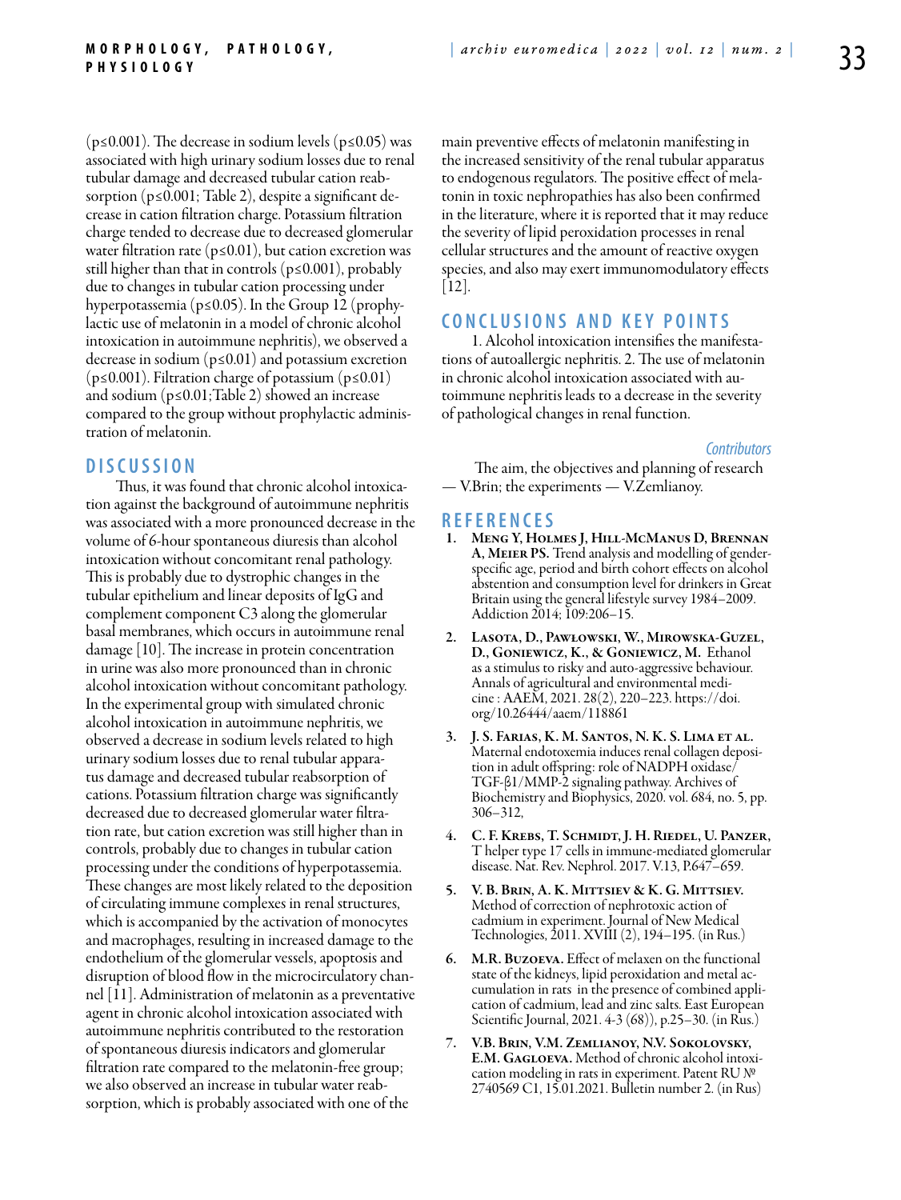($p \leq 0.001$). The decrease in sodium levels ($p \leq 0.05$) was associated with high urinary sodium losses due to renal tubular damage and decreased tubular cation reabsorption ($p \leq 0.001$; Table 2), despite a significant decrease in cation filtration charge. Potassium filtration charge tended to decrease due to decreased glomerular water filtration rate ($p \leq 0.01$), but cation excretion was still higher than that in controls ($p \leq 0.001$), probably due to changes in tubular cation processing under hyperpotassemia ($p \leq 0.05$). In the Group 12 (prophylactic use of melatonin in a model of chronic alcohol intoxication in autoimmune nephritis), we observed a decrease in sodium ($p \leq 0.01$) and potassium excretion ($p \leq 0.001$). Filtration charge of potassium ($p \leq 0.01$) and sodium ($p \leq 0.01$; Table 2) showed an increase compared to the group without prophylactic administration of melatonin.

## DISCUSSION

Thus, it was found that chronic alcohol intoxication against the background of autoimmune nephritis was associated with a more pronounced decrease in the volume of 6-hour spontaneous diuresis than alcohol intoxication without concomitant renal pathology. This is probably due to dystrophic changes in the tubular epithelium and linear deposits of IgG and complement component C3 along the glomerular basal membranes, which occurs in autoimmune renal damage [10]. The increase in protein concentration in urine was also more pronounced than in chronic alcohol intoxication without concomitant pathology. In the experimental group with simulated chronic alcohol intoxication in autoimmune nephritis, we observed a decrease in sodium levels related to high urinary sodium losses due to renal tubular apparatus damage and decreased tubular reabsorption of cations. Potassium filtration charge was significantly decreased due to decreased glomerular water filtration rate, but cation excretion was still higher than in controls, probably due to changes in tubular cation processing under the conditions of hyperpotassemia. These changes are most likely related to the deposition of circulating immune complexes in renal structures, which is accompanied by the activation of monocytes and macrophages, resulting in increased damage to the endothelium of the glomerular vessels, apoptosis and disruption of blood flow in the microcirculatory channel [11]. Administration of melatonin as a preventative agent in chronic alcohol intoxication associated with autoimmune nephritis contributed to the restoration of spontaneous diuresis indicators and glomerular filtration rate compared to the melatonin-free group; we also observed an increase in tubular water reabsorption, which is probably associated with one of the main preventive effects of melatonin manifesting in the increased sensitivity of the renal tubular apparatus to endogenous regulators. The positive effect of melatonin in toxic nephropathies has also been confirmed in the literature, where it is reported that it may reduce the severity of lipid peroxidation processes in renal cellular structures and the amount of reactive oxygen species, and also may exert immunomodulatory effects [12].

## CONCLUSIONS AND KEY POINTS

1. Alcohol intoxication intensifies the manifestations of autoallergic nephritis. 2. The use of melatonin in chronic alcohol intoxication associated with autoimmune nephritis leads to a decrease in the severity of pathological changes in renal function.

*Contributors*

The aim, the objectives and planning of research — V.Brin; the experiments — V.Zemlianoy.

## REFERENCES

1. **Meng Y, Holmes J, Hill-McManus D, Brennan A, Meier PS.** Trend analysis and modelling of gender-specific age, period and birth cohort effects on alcohol abstention and consumption level for drinkers in Great Britain using the general lifestyle survey 1984–2009. Addiction 2014; 109:206–15.
2. **Lasota, D., Pawłowski, W., Mirowska-Guzel, D., Goniewicz, K., & Goniewicz, M.** Ethanol as a stimulus to risky and auto-aggressive behaviour. Annals of agricultural and environmental medicine : AAEM, 2021. 28(2), 220–223. https://doi.org/10.26444/aaem/118861
3. **J. S. Farias, K. M. Santos, N. K. S. Lima et al.** Maternal endotoxemia induces renal collagen deposition in adult offspring: role of NADPH oxidase/TGF-β1/MMP-2 signaling pathway. Archives of Biochemistry and Biophysics, 2020. vol. 684, no. 5, pp. 306–312,
4. **C. F. Krebs, T. Schmidt, J. H. Riedel, U. Panzer,** T helper type 17 cells in immune-mediated glomerular disease. Nat. Rev. Nephrol. 2017. V.13, P.647–659.
5. **V. B. Brin, A. K. Mittsiev & K. G. Mittsiev.** Method of correction of nephrotoxic action of cadmium in experiment. Journal of New Medical Technologies, 2011. XVIII (2), 194–195. (in Rus.)
6. **M.R. Buzoeva.** Effect of melaxen on the functional state of the kidneys, lipid peroxidation and metal accumulation in rats in the presence of combined application of cadmium, lead and zinc salts. East European Scientific Journal, 2021. 4-3 (68)), p.25–30. (in Rus.)
7. **V.B. Brin, V.M. Zemlianoy, N.V. Sokolovsky, E.M. Gagloeva.** Method of chronic alcohol intoxication modeling in rats in experiment. Patent RU № 2740569 C1, 15.01.2021. Bulletin number 2. (in Rus)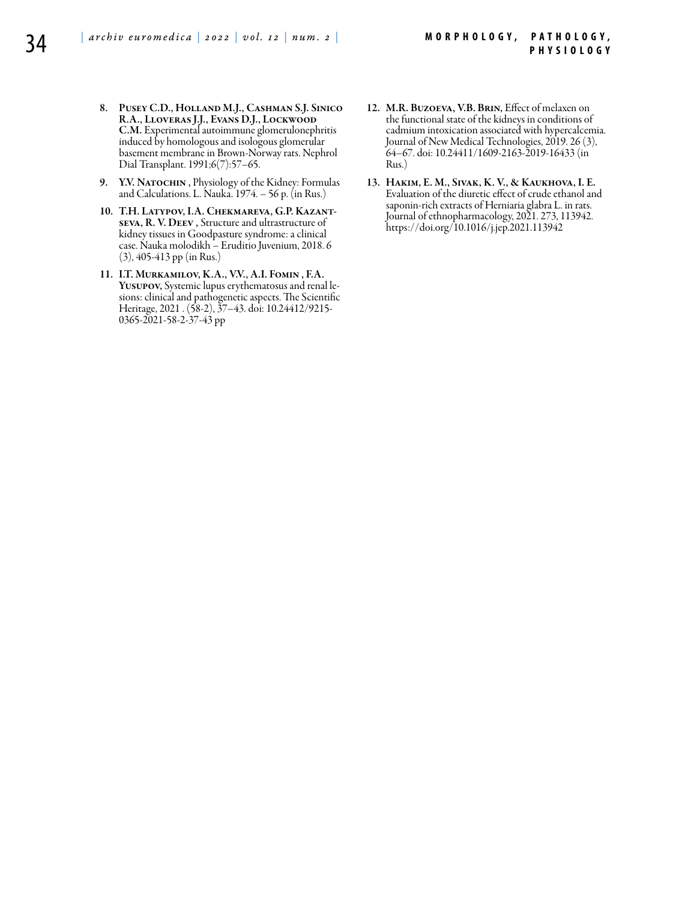8. **Pusey C.D., Holland M.J., Cashman S.J. Sinico R.A., Lloveras J.J., Evans D.J., Lockwood C.M.** Experimental autoimmune glomerulonephritis induced by homologous and isologous glomerular basement membrane in Brown-Norway rats. Nephrol Dial Transplant. 1991;6(7):57–65.

9. **Y.V. Natochin** , Physiology of the Kidney: Formulas and Calculations. L. Nauka. 1974. – 56 p. (in Rus.)

10. **T.H. Latypov, I.A. Chekmareva, G.P. Kazantseva, R. V. Deev** , Structure and ultrastructure of kidney tissues in Goodpasture syndrome: a clinical case. Nauka molodikh – Eruditio Juvenium, 2018. 6 (3), 405-413 pp (in Rus.)

11. **I.T. Murkamilov, K.A., V.V., A.I. Fomin , F.A. Yusupov,** Systemic lupus erythematosus and renal lesions: clinical and pathogenetic aspects. The Scientific Heritage, 2021 . (58-2), 37–43. doi: 10.24412/9215-0365-2021-58-2-37-43 pp

12. **M.R. Buzoeva, V.B. Brin,** Effect of melaxen on the functional state of the kidneys in conditions of cadmium intoxication associated with hypercalcemia. Journal of New Medical Technologies, 2019. 26 (3), 64–67. doi: 10.24411/1609-2163-2019-16433 (in Rus.)

13. **Hakim, E. M., Sivak, K. V., & Kaukhova, I. E.** Evaluation of the diuretic effect of crude ethanol and saponin-rich extracts of Herniaria glabra L. in rats. Journal of ethnopharmacology, 2021. 273, 113942. https://doi.org/10.1016/j.jep.2021.113942